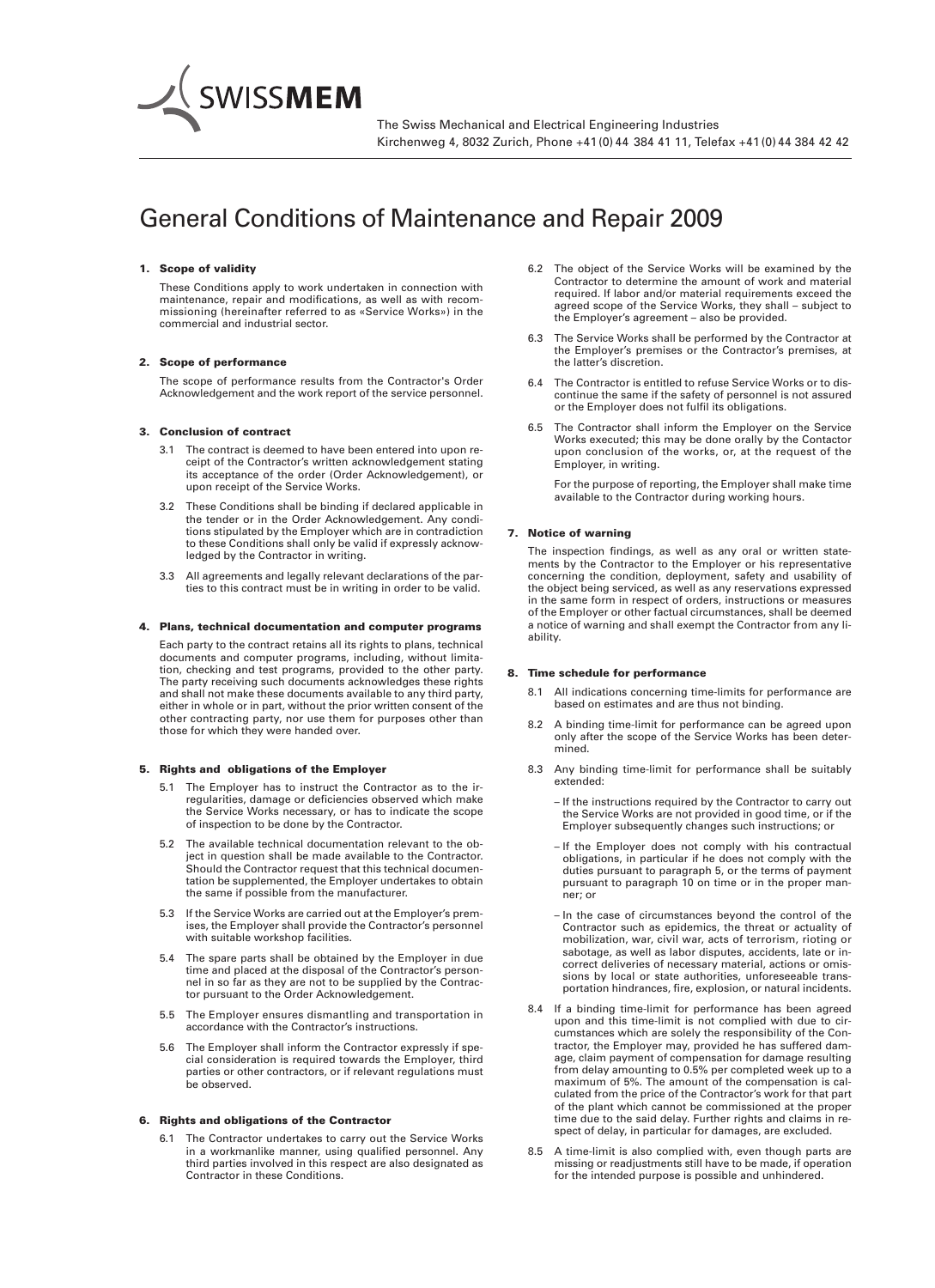SWISSMEM

The Swiss Mechanical and Electrical Engineering Industries
Kirchenweg 4, 8032 Zurich, Phone +41 (0) 44 384 41 11, Telefax +41 (0) 44 384 42 42

# General Conditions of Maintenance and Repair 2009

## 1. Scope of validity

These Conditions apply to work undertaken in connection with maintenance, repair and modifications, as well as with recommissioning (hereinafter referred to as «Service Works») in the commercial and industrial sector.

## 2. Scope of performance

The scope of performance results from the Contractor's Order Acknowledgement and the work report of the service personnel.

## 3. Conclusion of contract

3.1 The contract is deemed to have been entered into upon receipt of the Contractor's written acknowledgement stating its acceptance of the order (Order Acknowledgement), or upon receipt of the Service Works.

3.2 These Conditions shall be binding if declared applicable in the tender or in the Order Acknowledgement. Any conditions stipulated by the Employer which are in contradiction to these Conditions shall only be valid if expressly acknowledged by the Contractor in writing.

3.3 All agreements and legally relevant declarations of the parties to this contract must be in writing in order to be valid.

## 4. Plans, technical documentation and computer programs

Each party to the contract retains all its rights to plans, technical documents and computer programs, including, without limitation, checking and test programs, provided to the other party. The party receiving such documents acknowledges these rights and shall not make these documents available to any third party, either in whole or in part, without the prior written consent of the other contracting party, nor use them for purposes other than those for which they were handed over.

## 5. Rights and obligations of the Employer

5.1 The Employer has to instruct the Contractor as to the irregularities, damage or deficiencies observed which make the Service Works necessary, or has to indicate the scope of inspection to be done by the Contractor.

5.2 The available technical documentation relevant to the object in question shall be made available to the Contractor. Should the Contractor request that this technical documentation be supplemented, the Employer undertakes to obtain the same if possible from the manufacturer.

5.3 If the Service Works are carried out at the Employer's premises, the Employer shall provide the Contractor's personnel with suitable workshop facilities.

5.4 The spare parts shall be obtained by the Employer in due time and placed at the disposal of the Contractor's personnel in so far as they are not to be supplied by the Contractor pursuant to the Order Acknowledgement.

5.5 The Employer ensures dismantling and transportation in accordance with the Contractor's instructions.

5.6 The Employer shall inform the Contractor expressly if special consideration is required towards the Employer, third parties or other contractors, or if relevant regulations must be observed.

## 6. Rights and obligations of the Contractor

6.1 The Contractor undertakes to carry out the Service Works in a workmanlike manner, using qualified personnel. Any third parties involved in this respect are also designated as Contractor in these Conditions.

6.2 The object of the Service Works will be examined by the Contractor to determine the amount of work and material required. If labor and/or material requirements exceed the agreed scope of the Service Works, they shall – subject to the Employer's agreement – also be provided.

6.3 The Service Works shall be performed by the Contractor at the Employer's premises or the Contractor's premises, at the latter's discretion.

6.4 The Contractor is entitled to refuse Service Works or to discontinue the same if the safety of personnel is not assured or the Employer does not fulfil its obligations.

6.5 The Contractor shall inform the Employer on the Service Works executed; this may be done orally by the Contactor upon conclusion of the works, or, at the request of the Employer, in writing.

For the purpose of reporting, the Employer shall make time available to the Contractor during working hours.

## 7. Notice of warning

The inspection findings, as well as any oral or written statements by the Contractor to the Employer or his representative concerning the condition, deployment, safety and usability of the object being serviced, as well as any reservations expressed in the same form in respect of orders, instructions or measures of the Employer or other factual circumstances, shall be deemed a notice of warning and shall exempt the Contractor from any liability.

## 8. Time schedule for performance

8.1 All indications concerning time-limits for performance are based on estimates and are thus not binding.

8.2 A binding time-limit for performance can be agreed upon only after the scope of the Service Works has been determined.

8.3 Any binding time-limit for performance shall be suitably extended:

- If the instructions required by the Contractor to carry out the Service Works are not provided in good time, or if the Employer subsequently changes such instructions; or
- If the Employer does not comply with his contractual obligations, in particular if he does not comply with the duties pursuant to paragraph 5, or the terms of payment pursuant to paragraph 10 on time or in the proper manner; or
- In the case of circumstances beyond the control of the Contractor such as epidemics, the threat or actuality of mobilization, war, civil war, acts of terrorism, rioting or sabotage, as well as labor disputes, accidents, late or incorrect deliveries of necessary material, actions or omissions by local or state authorities, unforeseeable transportation hindrances, fire, explosion, or natural incidents.

8.4 If a binding time-limit for performance has been agreed upon and this time-limit is not complied with due to circumstances which are solely the responsibility of the Contractor, the Employer may, provided he has suffered damage, claim payment of compensation for damage resulting from delay amounting to 0.5% per completed week up to a maximum of 5%. The amount of the compensation is calculated from the price of the Contractor's work for that part of the plant which cannot be commissioned at the proper time due to the said delay. Further rights and claims in respect of delay, in particular for damages, are excluded.

8.5 A time-limit is also complied with, even though parts are missing or readjustments still have to be made, if operation for the intended purpose is possible and unhindered.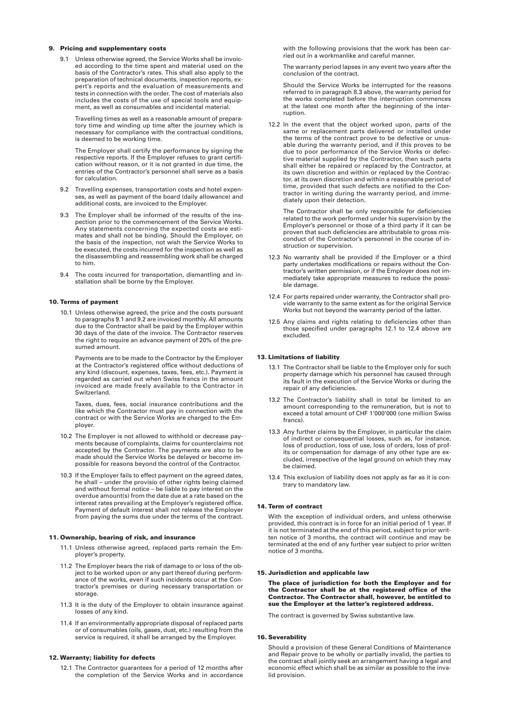## 9. Pricing and supplementary costs

9.1 Unless otherwise agreed, the Service Works shall be invoiced according to the time spent and material used on the basis of the Contractor's rates. This shall also apply to the preparation of technical documents, inspection reports, expert's reports and the evaluation of measurements and tests in connection with the order. The cost of materials also includes the costs of the use of special tools and equipment, as well as consumables and incidental material.

Travelling times as well as a reasonable amount of preparatory time and winding up time after the journey which is necessary for compliance with the contractual conditions, is deemed to be working time.

The Employer shall certify the performance by signing the respective reports. If the Employer refuses to grant certification without reason, or it is not granted in due time, the entries of the Contractor's personnel shall serve as a basis for calculation.

9.2 Travelling expenses, transportation costs and hotel expenses, as well as payment of the board (daily allowance) and additional costs, are invoiced to the Employer.

9.3 The Employer shall be informed of the results of the inspection prior to the commencement of the Service Works. Any statements concerning the expected costs are estimates and shall not be binding. Should the Employer, on the basis of the inspection, not wish the Service Works to be executed, the costs incurred for the inspection as well as the disassembling and reassembling work shall be charged to him.

9.4 The costs incurred for transportation, dismantling and installation shall be borne by the Employer.

## 10. Terms of payment

10.1 Unless otherwise agreed, the price and the costs pursuant to paragraphs 9.1 and 9.2 are invoiced monthly. All amounts due to the Contractor shall be paid by the Employer within 30 days of the date of the invoice. The Contractor reserves the right to require an advance payment of 20% of the presumed amount.

Payments are to be made to the Contractor by the Employer at the Contractor's registered office without deductions of any kind (discount, expenses, taxes, fees, etc.). Payment is regarded as carried out when Swiss francs in the amount invoiced are made freely available to the Contractor in Switzerland.

Taxes, dues, fees, social insurance contributions and the like which the Contractor must pay in connection with the contract or with the Service Works are charged to the Employer.

10.2 The Employer is not allowed to withhold or decrease payments because of complaints, claims for counterclaims not accepted by the Contractor. The payments are also to be made should the Service Works be delayed or become impossible for reasons beyond the control of the Contractor.

10.3 If the Employer fails to effect payment on the agreed dates, he shall – under the provisio of other rights being claimed and without formal notice – be liable to pay interest on the overdue amount(s) from the date due at a rate based on the interest rates prevailing at the Employer's registered office. Payment of default interest shall not release the Employer from paying the sums due under the terms of the contract.

## 11. Ownership, bearing of risk, and insurance

11.1 Unless otherwise agreed, replaced parts remain the Employer's property.

11.2 The Employer bears the risk of damage to or loss of the object to be worked upon or any part thereof during performance of the works, even if such incidents occur at the Contractor's premises or during necessary transportation or storage.

11.3 It is the duty of the Employer to obtain insurance against losses of any kind.

11.4 If an environmentally appropriate disposal of replaced parts or of consumables (oils, gases, dust, etc.) resulting from the service is required, it shall be arranged by the Employer.

## 12. Warranty; liability for defects

12.1 The Contractor guarantees for a period of 12 months after the completion of the Service Works and in accordance with the following provisions that the work has been carried out in a workmanlike and careful manner.

The warranty period lapses in any event two years after the conclusion of the contract.

Should the Service Works be interrupted for the reasons referred to in paragraph 8.3 above, the warranty period for the works completed before the interruption commences at the latest one month after the beginning of the interruption.

12.2 In the event that the object worked upon, parts of the same or replacement parts delivered or installed under the terms of the contract prove to be defective or unusable during the warranty period, and if this proves to be due to poor performance of the Service Works or defective material supplied by the Contractor, then such parts shall either be repaired or replaced by the Contractor, at its own discretion and within or replaced by the Contractor, at its own discretion and within a reasonable period of time, provided that such defects are notified to the Contractor in writing during the warranty period, and immediately upon their detection.

The Contractor shall be only responsible for deficiencies related to the work performed under his supervision by the Employer's personnel or those of a third party if it can be proven that such deficiencies are attributable to gross misconduct of the Contractor's personnel in the course of instruction or supervision.

12.3 No warranty shall be provided if the Employer or a third party undertakes modifications or repairs without the Contractor's written permission, or if the Employer does not immediately take appropriate measures to reduce the possible damage.

12.4 For parts repaired under warranty, the Contractor shall provide warranty to the same extent as for the original Service Works but not beyond the warranty period of the latter.

12.5 Any claims and rights relating to deficiencies other than those specified under paragraphs 12.1 to 12.4 above are excluded.

## 13. Limitations of liability

13.1 The Contractor shall be liable to the Employer only for such property damage which his personnel has caused through its fault in the execution of the Service Works or during the repair of any deficiencies.

13.2 The Contractor's liability shall in total be limited to an amount corresponding to the remuneration, but is not to exceed a total amount of CHF 1'000'000 (one million Swiss francs).

13.3 Any further claims by the Employer, in particular the claim of indirect or consequential losses, such as, for instance, loss of production, loss of use, loss of orders, loss of profits or compensation for damage of any other type are excluded, irrespective of the legal ground on which they may be claimed.

13.4 This exclusion of liability does not apply as far as it is contrary to mandatory law.

## 14. Term of contract

With the exception of individual orders, and unless otherwise provided, this contract is in force for an initial period of 1 year. If it is not terminated at the end of this period, subject to prior written notice of 3 months, the contract will continue and may be terminated at the end of any further year subject to prior written notice of 3 months.

## 15. Jurisdiction and applicable law

**The place of jurisdiction for both the Employer and for the Contractor shall be at the registered office of the Contractor. The Contractor shall, however, be entitled to sue the Employer at the latter's registered address.**

The contract is governed by Swiss substantive law.

## 16. Severability

Should a provision of these General Conditions of Maintenance and Repair prove to be wholly or partially invalid, the parties to the contract shall jointly seek an arrangement having a legal and economic effect which shall be as similar as possible to the invalid provision.